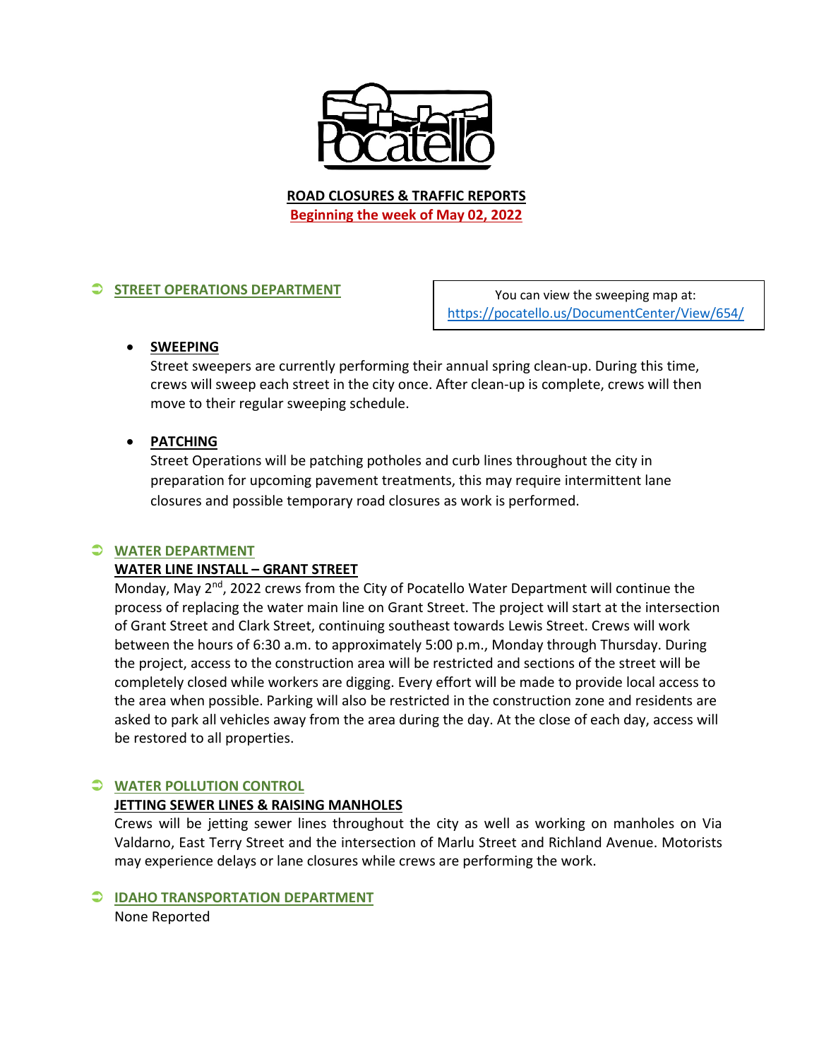**ROAD CLOSURES & TRAFFIC REPORTS**

**Beginning the week of May 02, 2022**

## STREET OPERATIONS DEPARTMENT

You can view the sweeping map at: https://pocatello.us/DocumentCenter/View/654/

- **SWEEPING**
  Street sweepers are currently performing their annual spring clean-up. During this time, crews will sweep each street in the city once. After clean-up is complete, crews will then move to their regular sweeping schedule.

- **PATCHING**
  Street Operations will be patching potholes and curb lines throughout the city in preparation for upcoming pavement treatments, this may require intermittent lane closures and possible temporary road closures as work is performed.

## WATER DEPARTMENT

**WATER LINE INSTALL – GRANT STREET**

Monday, May 2nd, 2022 crews from the City of Pocatello Water Department will continue the process of replacing the water main line on Grant Street. The project will start at the intersection of Grant Street and Clark Street, continuing southeast towards Lewis Street. Crews will work between the hours of 6:30 a.m. to approximately 5:00 p.m., Monday through Thursday. During the project, access to the construction area will be restricted and sections of the street will be completely closed while workers are digging. Every effort will be made to provide local access to the area when possible. Parking will also be restricted in the construction zone and residents are asked to park all vehicles away from the area during the day. At the close of each day, access will be restored to all properties.

## WATER POLLUTION CONTROL

**JETTING SEWER LINES & RAISING MANHOLES**

Crews will be jetting sewer lines throughout the city as well as working on manholes on Via Valdarno, East Terry Street and the intersection of Marlu Street and Richland Avenue. Motorists may experience delays or lane closures while crews are performing the work.

## IDAHO TRANSPORTATION DEPARTMENT

None Reported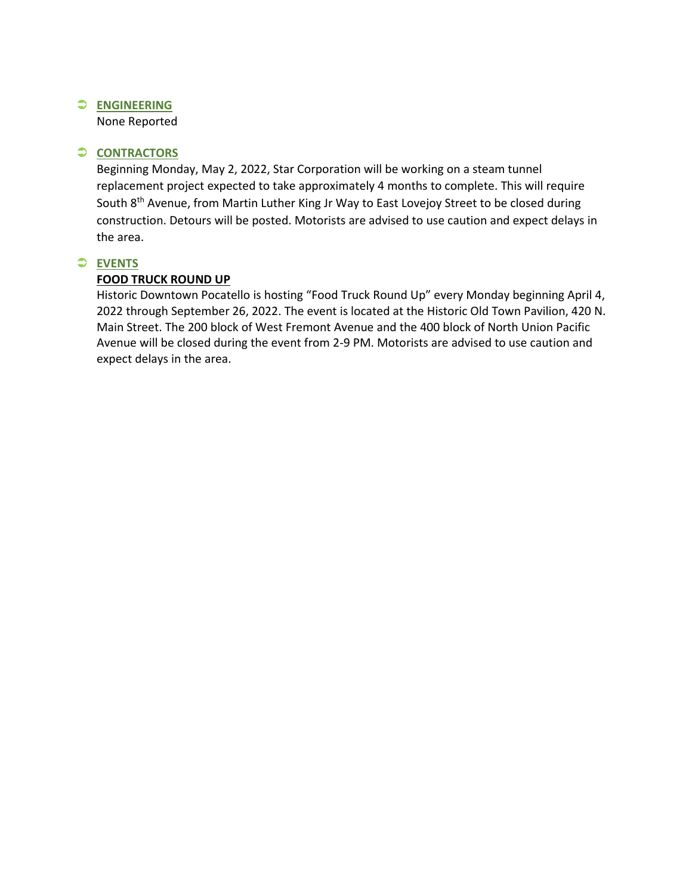## ENGINEERING

None Reported

## CONTRACTORS

Beginning Monday, May 2, 2022, Star Corporation will be working on a steam tunnel replacement project expected to take approximately 4 months to complete. This will require South 8th Avenue, from Martin Luther King Jr Way to East Lovejoy Street to be closed during construction. Detours will be posted. Motorists are advised to use caution and expect delays in the area.

## EVENTS

### FOOD TRUCK ROUND UP

Historic Downtown Pocatello is hosting "Food Truck Round Up" every Monday beginning April 4, 2022 through September 26, 2022. The event is located at the Historic Old Town Pavilion, 420 N. Main Street. The 200 block of West Fremont Avenue and the 400 block of North Union Pacific Avenue will be closed during the event from 2-9 PM. Motorists are advised to use caution and expect delays in the area.